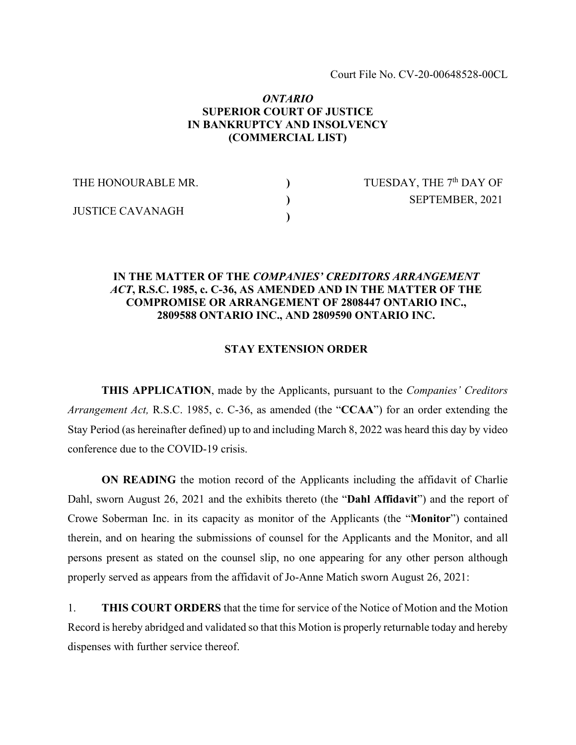Court File No. CV-20-00648528-00CL

***ONTARIO***
**SUPERIOR COURT OF JUSTICE**
**IN BANKRUPTCY AND INSOLVENCY**
**(COMMERCIAL LIST)**

| THE HONOURABLE MR. JUSTICE CAVANAGH | ) ) ) | TUESDAY, THE 7th DAY OF SEPTEMBER, 2021 |
|---|---|---|

**IN THE MATTER OF THE *COMPANIES' CREDITORS ARRANGEMENT ACT*, R.S.C. 1985, c. C-36, AS AMENDED AND IN THE MATTER OF THE COMPROMISE OR ARRANGEMENT OF 2808447 ONTARIO INC., 2809588 ONTARIO INC., AND 2809590 ONTARIO INC.**

**STAY EXTENSION ORDER**

**THIS APPLICATION**, made by the Applicants, pursuant to the *Companies' Creditors Arrangement Act,* R.S.C. 1985, c. C-36, as amended (the "**CCAA**") for an order extending the Stay Period (as hereinafter defined) up to and including March 8, 2022 was heard this day by video conference due to the COVID-19 crisis.

**ON READING** the motion record of the Applicants including the affidavit of Charlie Dahl, sworn August 26, 2021 and the exhibits thereto (the "**Dahl Affidavit**") and the report of Crowe Soberman Inc. in its capacity as monitor of the Applicants (the "**Monitor**") contained therein, and on hearing the submissions of counsel for the Applicants and the Monitor, and all persons present as stated on the counsel slip, no one appearing for any other person although properly served as appears from the affidavit of Jo-Anne Matich sworn August 26, 2021:

1. **THIS COURT ORDERS** that the time for service of the Notice of Motion and the Motion Record is hereby abridged and validated so that this Motion is properly returnable today and hereby dispenses with further service thereof.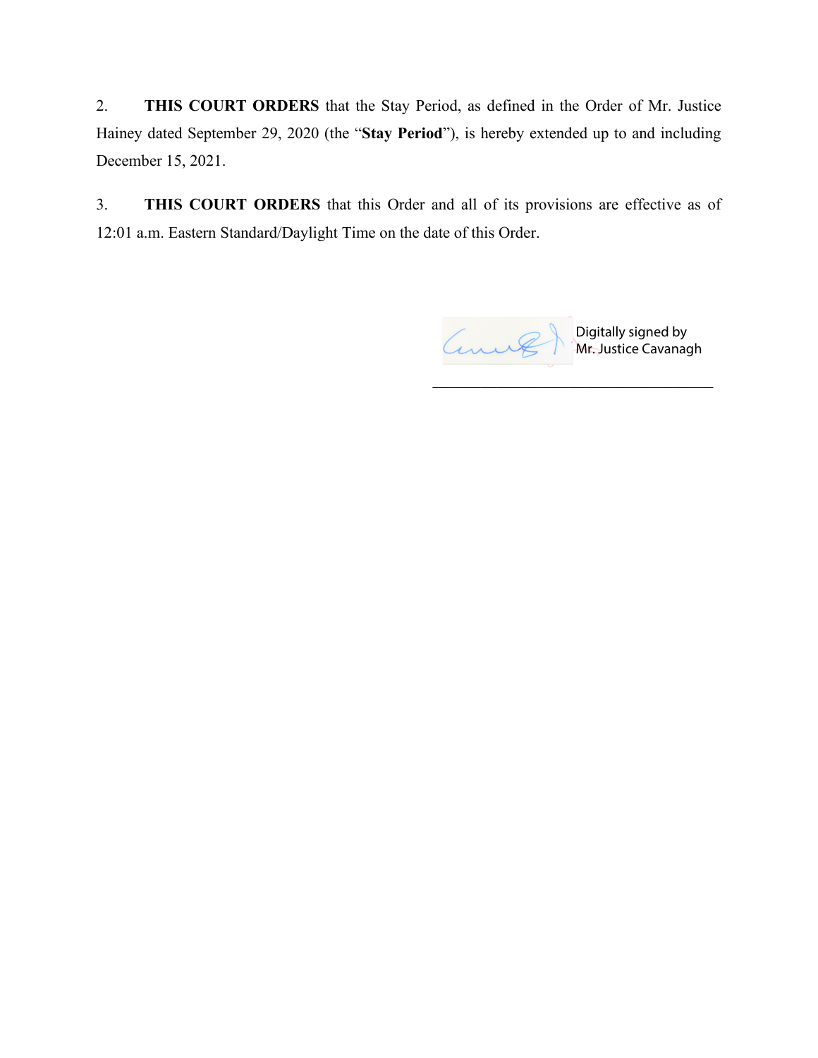2. **THIS COURT ORDERS** that the Stay Period, as defined in the Order of Mr. Justice Hainey dated September 29, 2020 (the "**Stay Period**"), is hereby extended up to and including December 15, 2021.

3. **THIS COURT ORDERS** that this Order and all of its provisions are effective as of 12:01 a.m. Eastern Standard/Daylight Time on the date of this Order.

Digitally signed by Mr. Justice Cavanagh

\_\_\_\_\_\_\_\_\_\_\_\_\_\_\_\_\_\_\_\_\_\_\_\_\_\_\_\_\_\_\_\_\_\_\_\_\_\_\_\_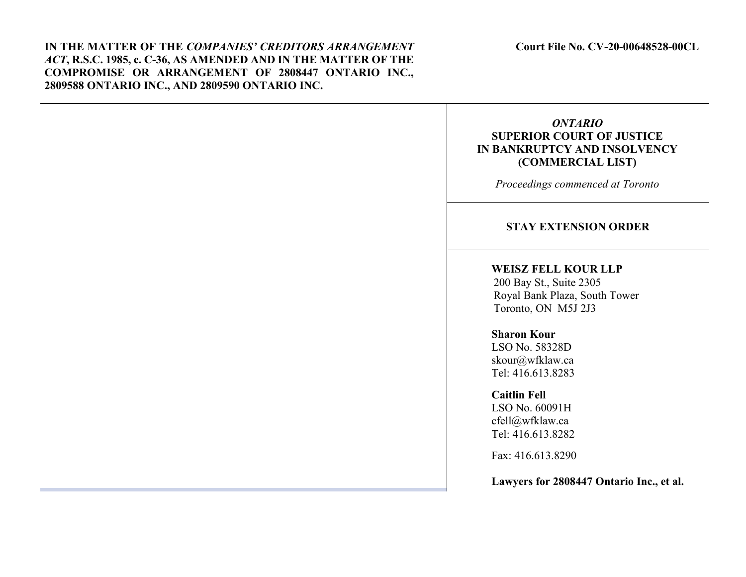**IN THE MATTER OF THE *COMPANIES' CREDITORS ARRANGEMENT ACT*, R.S.C. 1985, c. C-36, AS AMENDED AND IN THE MATTER OF THE COMPROMISE OR ARRANGEMENT OF 2808447 ONTARIO INC., 2809588 ONTARIO INC., AND 2809590 ONTARIO INC.**

**Court File No. CV-20-00648528-00CL**

***ONTARIO***
**SUPERIOR COURT OF JUSTICE**
**IN BANKRUPTCY AND INSOLVENCY**
**(COMMERCIAL LIST)**

*Proceedings commenced at Toronto*

**STAY EXTENSION ORDER**

**WEISZ FELL KOUR LLP**
200 Bay St., Suite 2305
Royal Bank Plaza, South Tower
Toronto, ON M5J 2J3

**Sharon Kour**
LSO No. 58328D
skour@wfklaw.ca
Tel: 416.613.8283

**Caitlin Fell**
LSO No. 60091H
cfell@wfklaw.ca
Tel: 416.613.8282

Fax: 416.613.8290

**Lawyers for 2808447 Ontario Inc., et al.**